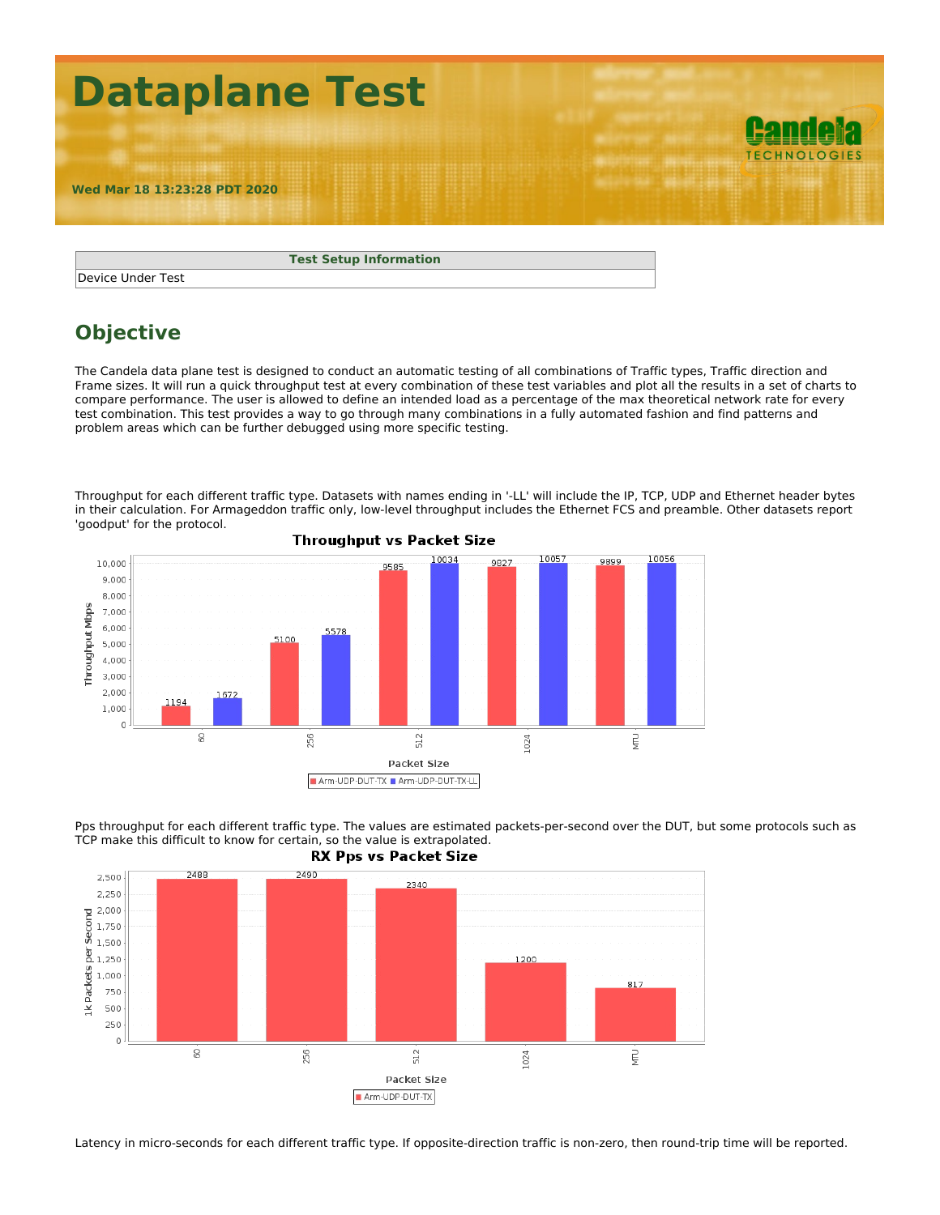# Dataplane Test

**Wed Mar 18 13:23:28 PDT 2020**

| Test Setup Information |
| --- |
| Device Under Test |

## Objective

The Candela data plane test is designed to conduct an automatic testing of all combinations of Traffic types, Traffic direction and Frame sizes. It will run a quick throughput test at every combination of these test variables and plot all the results in a set of charts to compare performance. The user is allowed to define an intended load as a percentage of the max theoretical network rate for every test combination. This test provides a way to go through many combinations in a fully automated fashion and find patterns and problem areas which can be further debugged using more specific testing.

Throughput for each different traffic type. Datasets with names ending in '-LL' will include the IP, TCP, UDP and Ethernet header bytes in their calculation. For Armageddon traffic only, low-level throughput includes the Ethernet FCS and preamble. Other datasets report 'goodput' for the protocol.

**Throughput vs Packet Size**

| Packet Size | Arm-UDP-DUT-TX (Mbps) | Arm-UDP-DUT-TX-LL (Mbps) |
| --- | --- | --- |
| 60 | 1194 | 1672 |
| 256 | 5100 | 5578 |
| 512 | 9585 | 10034 |
| 1024 | 9827 | 10057 |
| MTU | 9899 | 10056 |

Pps throughput for each different traffic type. The values are estimated packets-per-second over the DUT, but some protocols such as TCP make this difficult to know for certain, so the value is extrapolated.

**RX Pps vs Packet Size**

| Packet Size | Arm-UDP-DUT-TX (1k Packets per Second) |
| --- | --- |
| 60 | 2488 |
| 256 | 2490 |
| 512 | 2340 |
| 1024 | 1200 |
| MTU | 817 |

Latency in micro-seconds for each different traffic type. If opposite-direction traffic is non-zero, then round-trip time will be reported.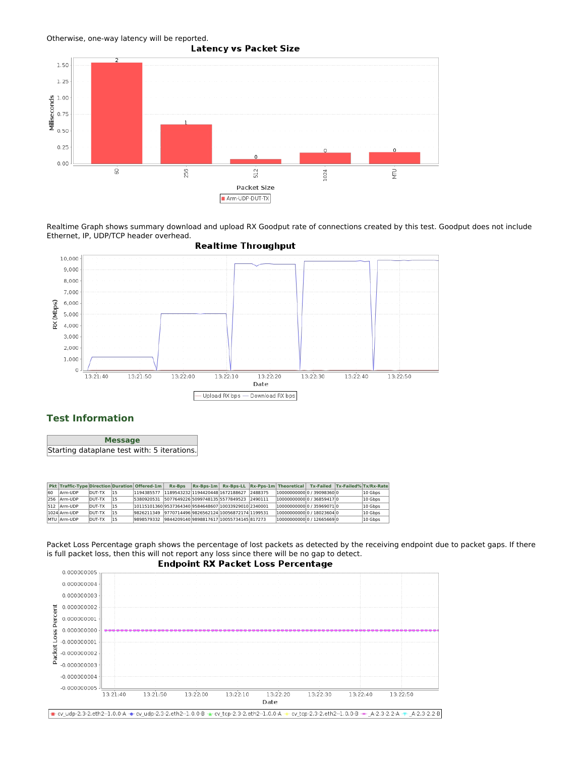Otherwise, one-way latency will be reported.

Realtime Graph shows summary download and upload RX Goodput rate of connections created by this test. Goodput does not include Ethernet, IP, UDP/TCP header overhead.

## Test Information

| Message |
| --- |
| Starting dataplane test with: 5 iterations. |

| Pkt | Traffic-Type | Direction | Duration | Offered-1m | Rx-Bps | Rx-Bps-1m | Rx-Bps-LL | Rx-Pps-1m | Theoretical | Tx-Failed | Tx-Failed% | Tx/Rx-Rate |
| --- | --- | --- | --- | --- | --- | --- | --- | --- | --- | --- | --- | --- |
| 60 | Arm-UDP | DUT-TX | 15 | 1194385577 | 1189543232 | 1194420448 | 1672188627 | 2488375 | 10000000000 | 0 / 39098360 | 0 | 10 Gbps |
| 256 | Arm-UDP | DUT-TX | 15 | 5380920531 | 5077649226 | 5099748135 | 5577849523 | 2490111 | 10000000000 | 0 / 36859417 | 0 | 10 Gbps |
| 512 | Arm-UDP | DUT-TX | 15 | 10115101360 | 9537364340 | 9584648607 | 10033929010 | 2340001 | 10000000000 | 0 / 35969071 | 0 | 10 Gbps |
| 1024 | Arm-UDP | DUT-TX | 15 | 9826211349 | 9770714496 | 9826562124 | 10056872174 | 1199531 | 10000000000 | 0 / 18023604 | 0 | 10 Gbps |
| MTU | Arm-UDP | DUT-TX | 15 | 9898579332 | 9844209140 | 9898817617 | 10055734145 | 817273 | 10000000000 | 0 / 12665669 | 0 | 10 Gbps |

Packet Loss Percentage graph shows the percentage of lost packets as detected by the receiving endpoint due to packet gaps. If there is full packet loss, then this will not report any loss since there will be no gap to detect.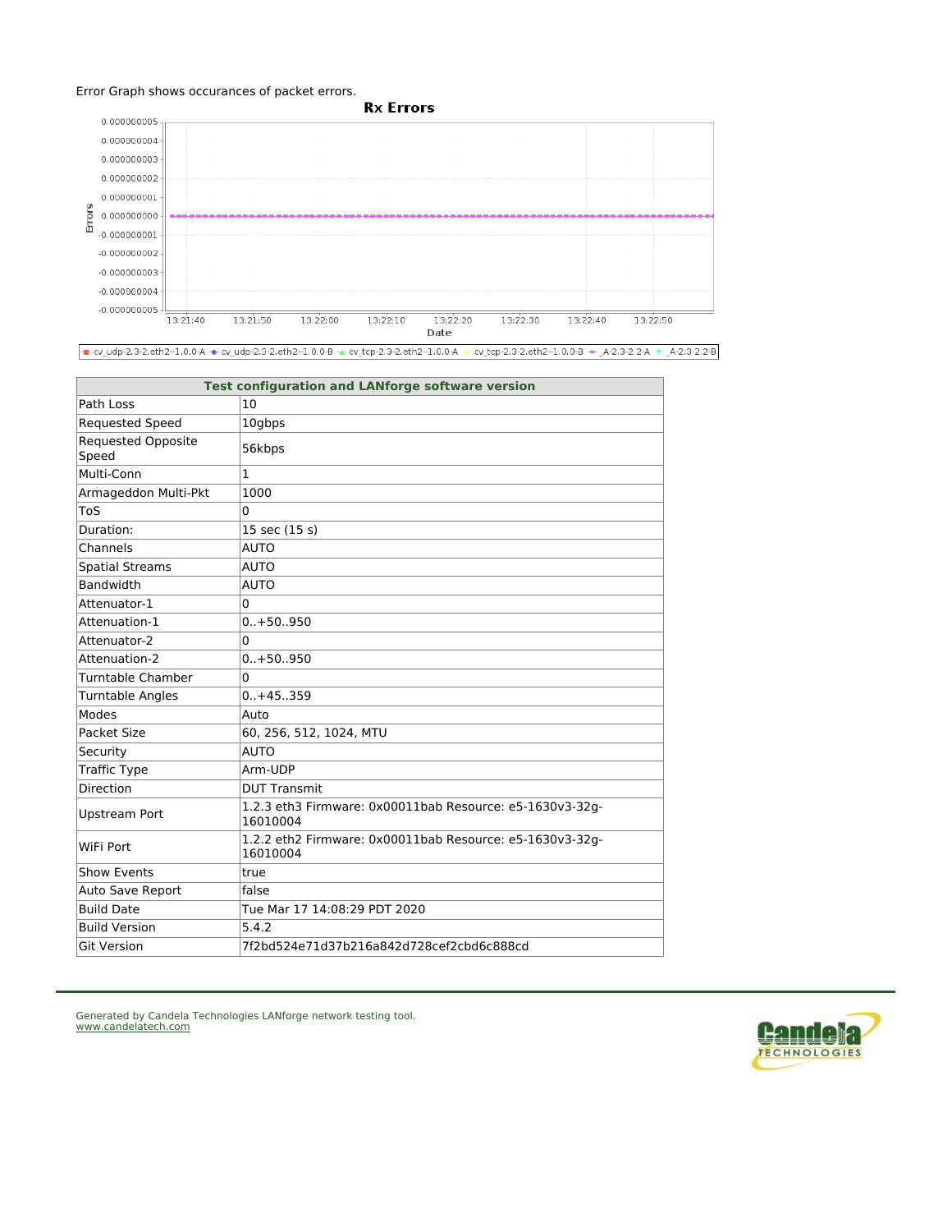Error Graph shows occurances of packet errors.

Rx Errors

Errors

0.000000005
0.000000004
0.000000003
0.000000002
0.000000001
0.000000000
-0.000000001
-0.000000002
-0.000000003
-0.000000004
-0.000000005

13:21:40 13:21:50 13:22:00 13:22:10 13:22:20 13:22:30 13:22:40 13:22:50

Date

cv_udp-2.3-2.eth2--1.0.0-A cv_udp-2.3-2.eth2--1.0.0-B cv_tcp-2.3-2.eth2--1.0.0-A cv_tcp-2.3-2.eth2--1.0.0-B _A-2.3-2.2-A _A-2.3-2.2-B

| Test configuration and LANforge software version | |
|---|---|
| Path Loss | 10 |
| Requested Speed | 10gbps |
| Requested Opposite Speed | 56kbps |
| Multi-Conn | 1 |
| Armageddon Multi-Pkt | 1000 |
| ToS | 0 |
| Duration: | 15 sec (15 s) |
| Channels | AUTO |
| Spatial Streams | AUTO |
| Bandwidth | AUTO |
| Attenuator-1 | 0 |
| Attenuation-1 | 0..+50..950 |
| Attenuator-2 | 0 |
| Attenuation-2 | 0..+50..950 |
| Turntable Chamber | 0 |
| Turntable Angles | 0..+45..359 |
| Modes | Auto |
| Packet Size | 60, 256, 512, 1024, MTU |
| Security | AUTO |
| Traffic Type | Arm-UDP |
| Direction | DUT Transmit |
| Upstream Port | 1.2.3 eth3 Firmware: 0x00011bab Resource: e5-1630v3-32g-16010004 |
| WiFi Port | 1.2.2 eth2 Firmware: 0x00011bab Resource: e5-1630v3-32g-16010004 |
| Show Events | true |
| Auto Save Report | false |
| Build Date | Tue Mar 17 14:08:29 PDT 2020 |
| Build Version | 5.4.2 |
| Git Version | 7f2bd524e71d37b216a842d728cef2cbd6c888cd |

Generated by Candela Technologies LANforge network testing tool.
www.candelatech.com